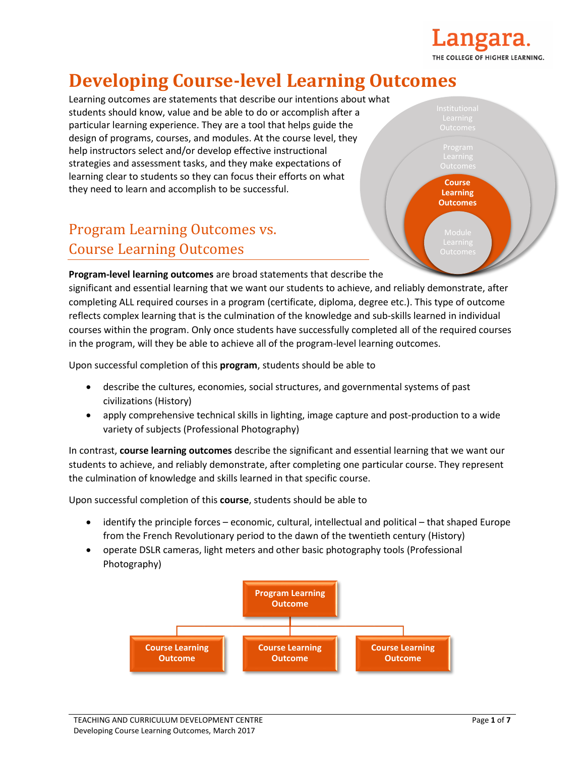# Developing Course-level Learning Outcomes

Learning outcomes are statements that describe our intentions about what students should know, value and be able to do or accomplish after a particular learning experience. They are a tool that helps guide the design of programs, courses, and modules. At the course level, they help instructors select and/or develop effective instructional strategies and assessment tasks, and they make expectations of learning clear to students so they can focus their efforts on what they need to learn and accomplish to be successful.

## Program Learning Outcomes vs. Course Learning Outcomes

**Program-level learning outcomes** are broad statements that describe the significant and essential learning that we want our students to achieve, and reliably demonstrate, after completing ALL required courses in a program (certificate, diploma, degree etc.). This type of outcome reflects complex learning that is the culmination of the knowledge and sub-skills learned in individual courses within the program. Only once students have successfully completed all of the required courses in the program, will they be able to achieve all of the program-level learning outcomes.

Upon successful completion of this **program**, students should be able to

- describe the cultures, economies, social structures, and governmental systems of past civilizations (History)
- apply comprehensive technical skills in lighting, image capture and post-production to a wide variety of subjects (Professional Photography)

In contrast, **course learning outcomes** describe the significant and essential learning that we want our students to achieve, and reliably demonstrate, after completing one particular course. They represent the culmination of knowledge and skills learned in that specific course.

Upon successful completion of this **course**, students should be able to

- identify the principle forces – economic, cultural, intellectual and political – that shaped Europe from the French Revolutionary period to the dawn of the twentieth century (History)
- operate DSLR cameras, light meters and other basic photography tools (Professional Photography)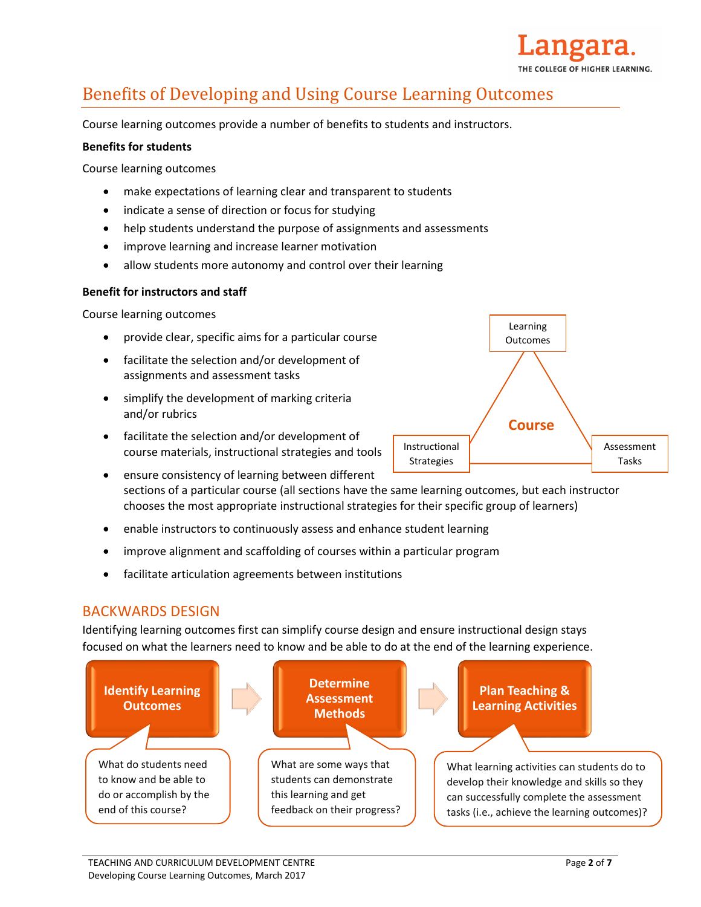## Benefits of Developing and Using Course Learning Outcomes

Course learning outcomes provide a number of benefits to students and instructors.

**Benefits for students**

Course learning outcomes

- make expectations of learning clear and transparent to students
- indicate a sense of direction or focus for studying
- help students understand the purpose of assignments and assessments
- improve learning and increase learner motivation
- allow students more autonomy and control over their learning

**Benefit for instructors and staff**

Course learning outcomes

- provide clear, specific aims for a particular course
- facilitate the selection and/or development of assignments and assessment tasks
- simplify the development of marking criteria and/or rubrics
- facilitate the selection and/or development of course materials, instructional strategies and tools
- ensure consistency of learning between different sections of a particular course (all sections have the same learning outcomes, but each instructor chooses the most appropriate instructional strategies for their specific group of learners)
- enable instructors to continuously assess and enhance student learning
- improve alignment and scaffolding of courses within a particular program
- facilitate articulation agreements between institutions

Course: Learning Outcomes — Instructional Strategies — Assessment Tasks

## BACKWARDS DESIGN

Identifying learning outcomes first can simplify course design and ensure instructional design stays focused on what the learners need to know and be able to do at the end of the learning experience.

**Identify Learning Outcomes** → **Determine Assessment Methods** → **Plan Teaching & Learning Activities**

- **Identify Learning Outcomes:** What do students need to know and be able to do or accomplish by the end of this course?
- **Determine Assessment Methods:** What are some ways that students can demonstrate this learning and get feedback on their progress?
- **Plan Teaching & Learning Activities:** What learning activities can students do to develop their knowledge and skills so they can successfully complete the assessment tasks (i.e., achieve the learning outcomes)?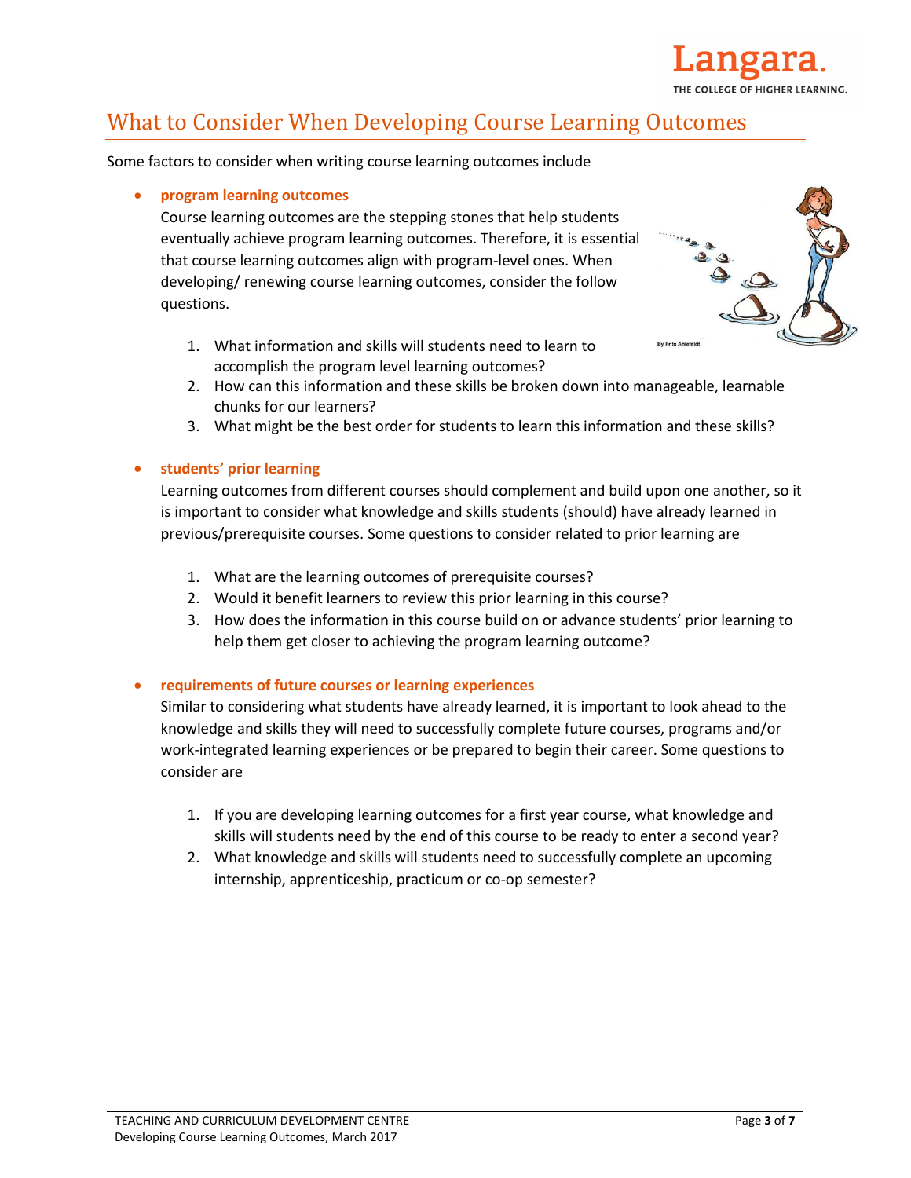# What to Consider When Developing Course Learning Outcomes

Some factors to consider when writing course learning outcomes include

- **program learning outcomes**
  Course learning outcomes are the stepping stones that help students eventually achieve program learning outcomes. Therefore, it is essential that course learning outcomes align with program-level ones. When developing/ renewing course learning outcomes, consider the follow questions.

  1. What information and skills will students need to learn to accomplish the program level learning outcomes?
  2. How can this information and these skills be broken down into manageable, learnable chunks for our learners?
  3. What might be the best order for students to learn this information and these skills?

- **students' prior learning**
  Learning outcomes from different courses should complement and build upon one another, so it is important to consider what knowledge and skills students (should) have already learned in previous/prerequisite courses. Some questions to consider related to prior learning are

  1. What are the learning outcomes of prerequisite courses?
  2. Would it benefit learners to review this prior learning in this course?
  3. How does the information in this course build on or advance students' prior learning to help them get closer to achieving the program learning outcome?

- **requirements of future courses or learning experiences**
  Similar to considering what students have already learned, it is important to look ahead to the knowledge and skills they will need to successfully complete future courses, programs and/or work-integrated learning experiences or be prepared to begin their career. Some questions to consider are

  1. If you are developing learning outcomes for a first year course, what knowledge and skills will students need by the end of this course to be ready to enter a second year?
  2. What knowledge and skills will students need to successfully complete an upcoming internship, apprenticeship, practicum or co-op semester?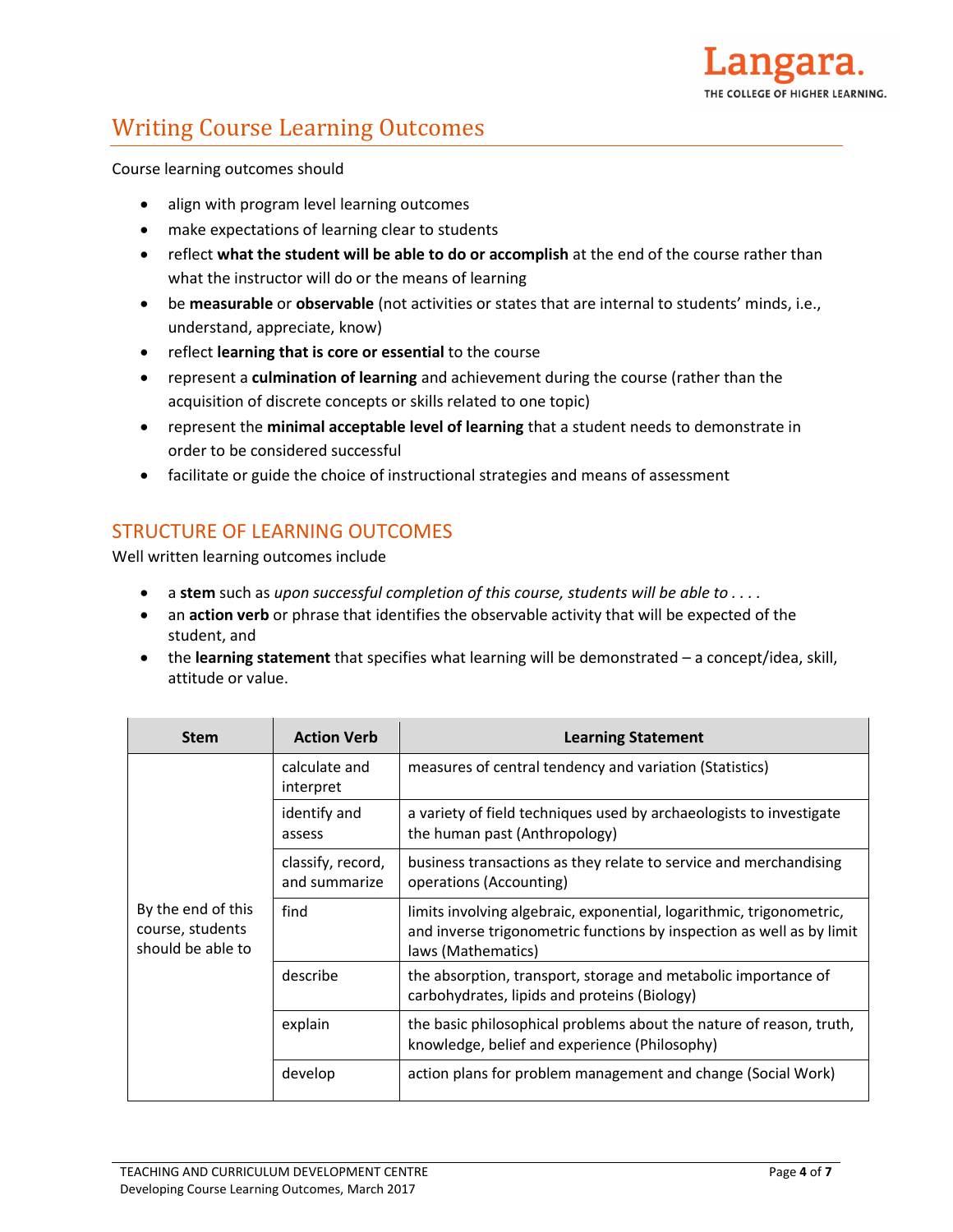# Writing Course Learning Outcomes

Course learning outcomes should

- align with program level learning outcomes
- make expectations of learning clear to students
- reflect **what the student will be able to do or accomplish** at the end of the course rather than what the instructor will do or the means of learning
- be **measurable** or **observable** (not activities or states that are internal to students' minds, i.e., understand, appreciate, know)
- reflect **learning that is core or essential** to the course
- represent a **culmination of learning** and achievement during the course (rather than the acquisition of discrete concepts or skills related to one topic)
- represent the **minimal acceptable level of learning** that a student needs to demonstrate in order to be considered successful
- facilitate or guide the choice of instructional strategies and means of assessment

## STRUCTURE OF LEARNING OUTCOMES

Well written learning outcomes include

- a **stem** such as *upon successful completion of this course, students will be able to . . . .*
- an **action verb** or phrase that identifies the observable activity that will be expected of the student, and
- the **learning statement** that specifies what learning will be demonstrated – a concept/idea, skill, attitude or value.

| Stem | Action Verb | Learning Statement |
|---|---|---|
| By the end of this course, students should be able to | calculate and interpret | measures of central tendency and variation (Statistics) |
| | identify and assess | a variety of field techniques used by archaeologists to investigate the human past (Anthropology) |
| | classify, record, and summarize | business transactions as they relate to service and merchandising operations (Accounting) |
| | find | limits involving algebraic, exponential, logarithmic, trigonometric, and inverse trigonometric functions by inspection as well as by limit laws (Mathematics) |
| | describe | the absorption, transport, storage and metabolic importance of carbohydrates, lipids and proteins (Biology) |
| | explain | the basic philosophical problems about the nature of reason, truth, knowledge, belief and experience (Philosophy) |
| | develop | action plans for problem management and change (Social Work) |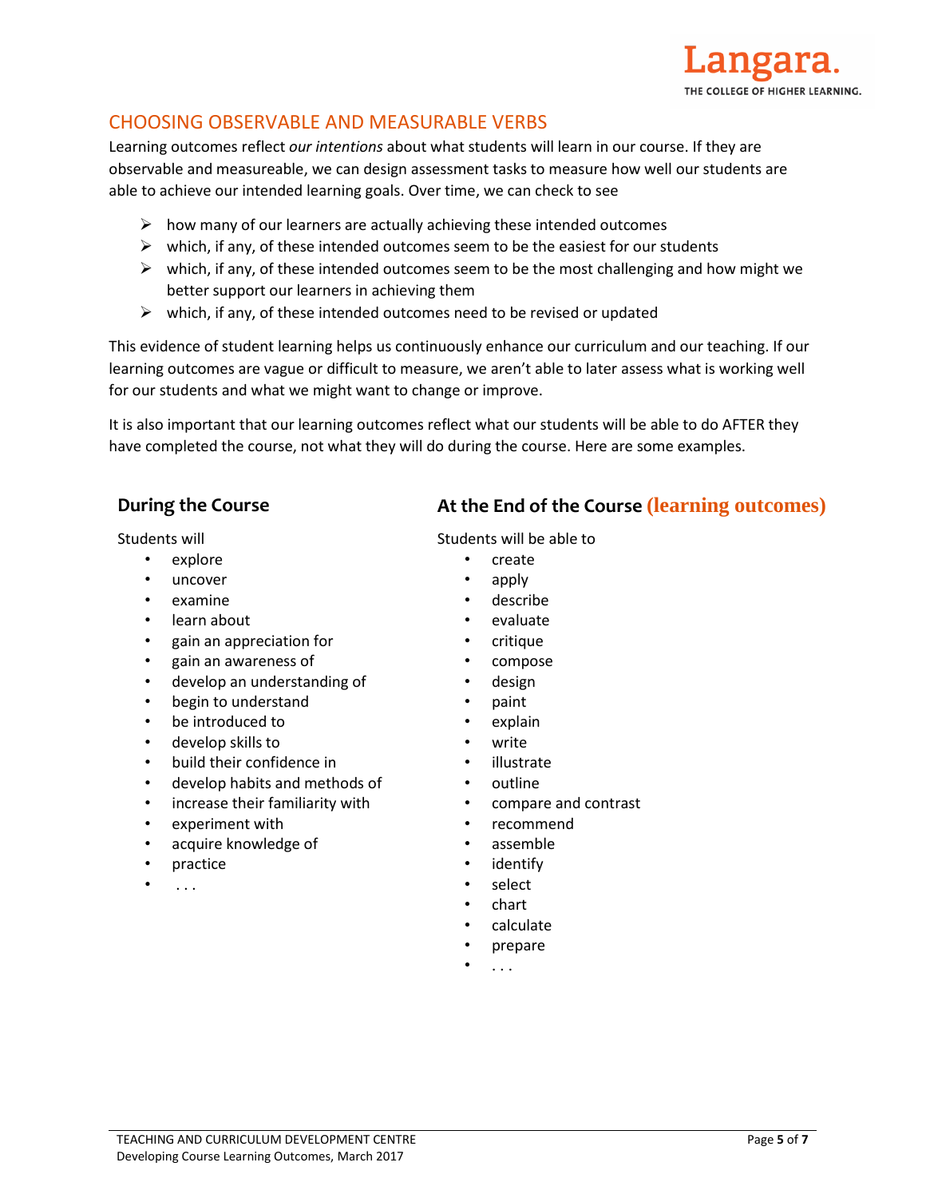## CHOOSING OBSERVABLE AND MEASURABLE VERBS

Learning outcomes reflect *our intentions* about what students will learn in our course. If they are observable and measureable, we can design assessment tasks to measure how well our students are able to achieve our intended learning goals. Over time, we can check to see

- how many of our learners are actually achieving these intended outcomes
- which, if any, of these intended outcomes seem to be the easiest for our students
- which, if any, of these intended outcomes seem to be the most challenging and how might we better support our learners in achieving them
- which, if any, of these intended outcomes need to be revised or updated

This evidence of student learning helps us continuously enhance our curriculum and our teaching. If our learning outcomes are vague or difficult to measure, we aren't able to later assess what is working well for our students and what we might want to change or improve.

It is also important that our learning outcomes reflect what our students will be able to do AFTER they have completed the course, not what they will do during the course. Here are some examples.

### During the Course

Students will

- explore
- uncover
- examine
- learn about
- gain an appreciation for
- gain an awareness of
- develop an understanding of
- begin to understand
- be introduced to
- develop skills to
- build their confidence in
- develop habits and methods of
- increase their familiarity with
- experiment with
- acquire knowledge of
- practice
- . . .

### At the End of the Course (learning outcomes)

Students will be able to

- create
- apply
- describe
- evaluate
- critique
- compose
- design
- paint
- explain
- write
- illustrate
- outline
- compare and contrast
- recommend
- assemble
- identify
- select
- chart
- calculate
- prepare
- . . .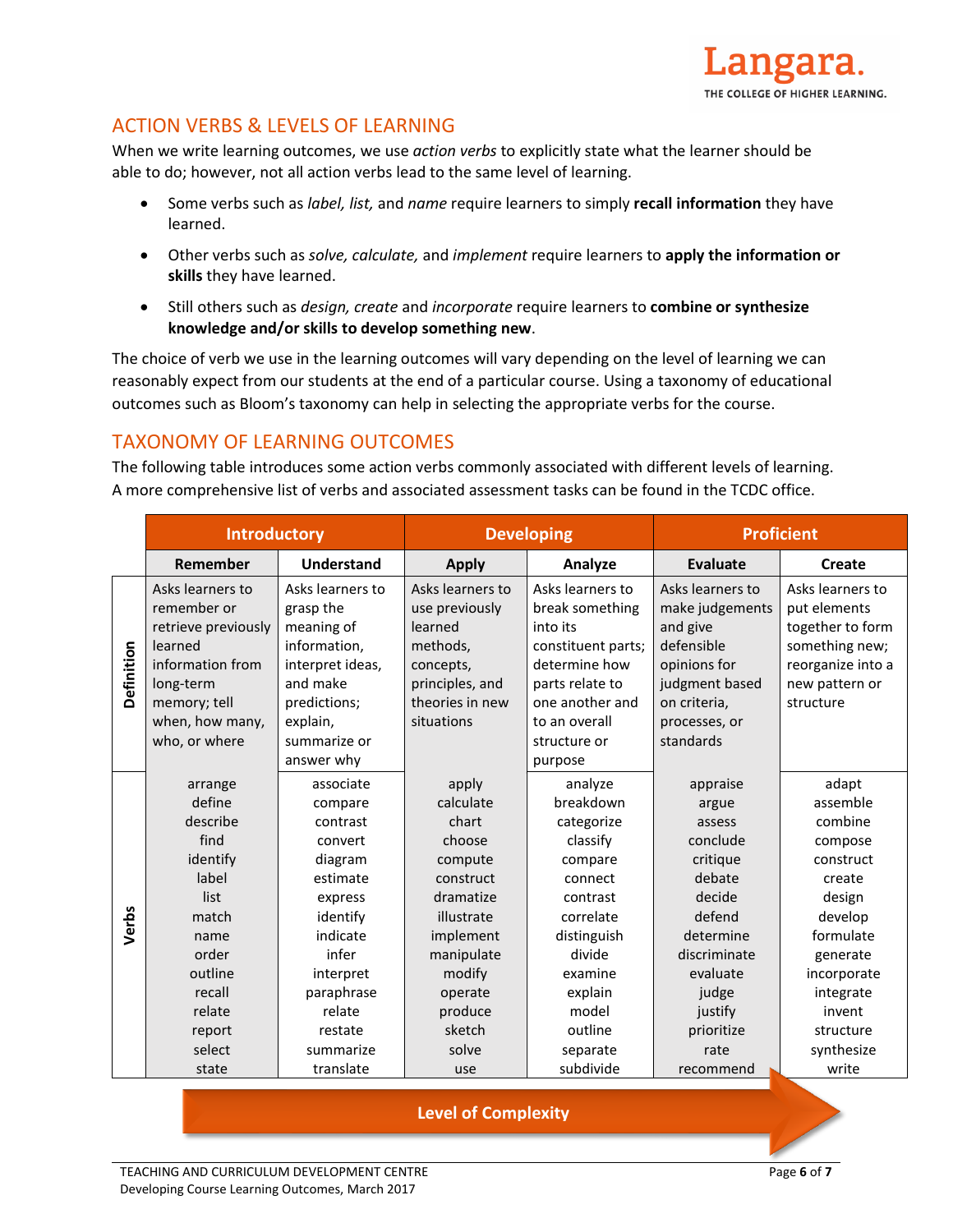## ACTION VERBS & LEVELS OF LEARNING

When we write learning outcomes, we use *action verbs* to explicitly state what the learner should be able to do; however, not all action verbs lead to the same level of learning.

- Some verbs such as *label, list,* and *name* require learners to simply **recall information** they have learned.
- Other verbs such as *solve, calculate,* and *implement* require learners to **apply the information or skills** they have learned.
- Still others such as *design, create* and *incorporate* require learners to **combine or synthesize knowledge and/or skills to develop something new**.

The choice of verb we use in the learning outcomes will vary depending on the level of learning we can reasonably expect from our students at the end of a particular course. Using a taxonomy of educational outcomes such as Bloom's taxonomy can help in selecting the appropriate verbs for the course.

## TAXONOMY OF LEARNING OUTCOMES

The following table introduces some action verbs commonly associated with different levels of learning. A more comprehensive list of verbs and associated assessment tasks can be found in the TCDC office.

| | **Introductory** | | **Developing** | | **Proficient** | |
|---|---|---|---|---|---|---|
| | **Remember** | **Understand** | **Apply** | **Analyze** | **Evaluate** | **Create** |
| **Definition** | Asks learners to remember or retrieve previously learned information from long-term memory; tell when, how many, who, or where | Asks learners to grasp the meaning of information, interpret ideas, and make predictions; explain, summarize or answer why | Asks learners to use previously learned methods, concepts, principles, and theories in new situations | Asks learners to break something into its constituent parts; determine how parts relate to one another and to an overall structure or purpose | Asks learners to make judgements and give defensible opinions for judgment based on criteria, processes, or standards | Asks learners to put elements together to form something new; reorganize into a new pattern or structure |
| **Verbs** | arrange<br>define<br>describe<br>find<br>identify<br>label<br>list<br>match<br>name<br>order<br>outline<br>recall<br>relate<br>report<br>select<br>state | associate<br>compare<br>contrast<br>convert<br>diagram<br>estimate<br>express<br>identify<br>indicate<br>infer<br>interpret<br>paraphrase<br>relate<br>restate<br>summarize<br>translate | apply<br>calculate<br>chart<br>choose<br>compute<br>construct<br>dramatize<br>illustrate<br>implement<br>manipulate<br>modify<br>operate<br>produce<br>sketch<br>solve<br>use | analyze<br>breakdown<br>categorize<br>classify<br>compare<br>connect<br>contrast<br>correlate<br>distinguish<br>divide<br>examine<br>explain<br>model<br>outline<br>separate<br>subdivide | appraise<br>argue<br>assess<br>conclude<br>critique<br>debate<br>decide<br>defend<br>determine<br>discriminate<br>evaluate<br>judge<br>justify<br>prioritize<br>rate<br>recommend | adapt<br>assemble<br>combine<br>compose<br>construct<br>create<br>design<br>develop<br>formulate<br>generate<br>incorporate<br>integrate<br>invent<br>structure<br>synthesize<br>write |

**Level of Complexity** →

TEACHING AND CURRICULUM DEVELOPMENT CENTRE
Developing Course Learning Outcomes, March 2017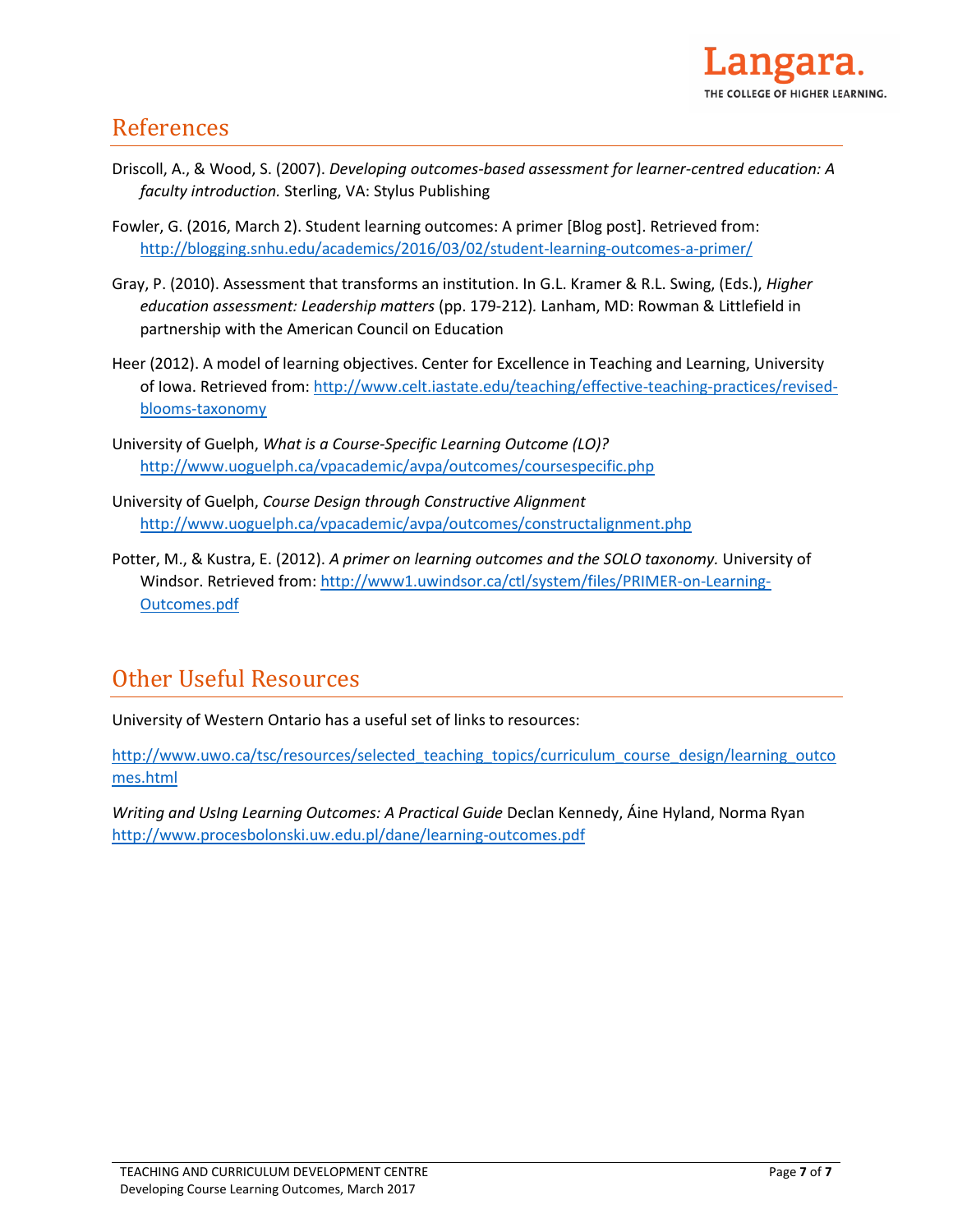## References

Driscoll, A., & Wood, S. (2007). *Developing outcomes-based assessment for learner-centred education: A faculty introduction.* Sterling, VA: Stylus Publishing

Fowler, G. (2016, March 2). Student learning outcomes: A primer [Blog post]. Retrieved from: http://blogging.snhu.edu/academics/2016/03/02/student-learning-outcomes-a-primer/

Gray, P. (2010). Assessment that transforms an institution. In G.L. Kramer & R.L. Swing, (Eds.), *Higher education assessment: Leadership matters* (pp. 179-212). Lanham, MD: Rowman & Littlefield in partnership with the American Council on Education

Heer (2012). A model of learning objectives. Center for Excellence in Teaching and Learning, University of Iowa. Retrieved from: http://www.celt.iastate.edu/teaching/effective-teaching-practices/revised-blooms-taxonomy

University of Guelph, *What is a Course-Specific Learning Outcome (LO)?* http://www.uoguelph.ca/vpacademic/avpa/outcomes/coursespecific.php

University of Guelph, *Course Design through Constructive Alignment* http://www.uoguelph.ca/vpacademic/avpa/outcomes/constructalignment.php

Potter, M., & Kustra, E. (2012). *A primer on learning outcomes and the SOLO taxonomy.* University of Windsor. Retrieved from: http://www1.uwindsor.ca/ctl/system/files/PRIMER-on-Learning-Outcomes.pdf

## Other Useful Resources

University of Western Ontario has a useful set of links to resources:

http://www.uwo.ca/tsc/resources/selected_teaching_topics/curriculum_course_design/learning_outcomes.html

*Writing and UsIng Learning Outcomes: A Practical Guide* Declan Kennedy, Áine Hyland, Norma Ryan http://www.procesbolonski.uw.edu.pl/dane/learning-outcomes.pdf